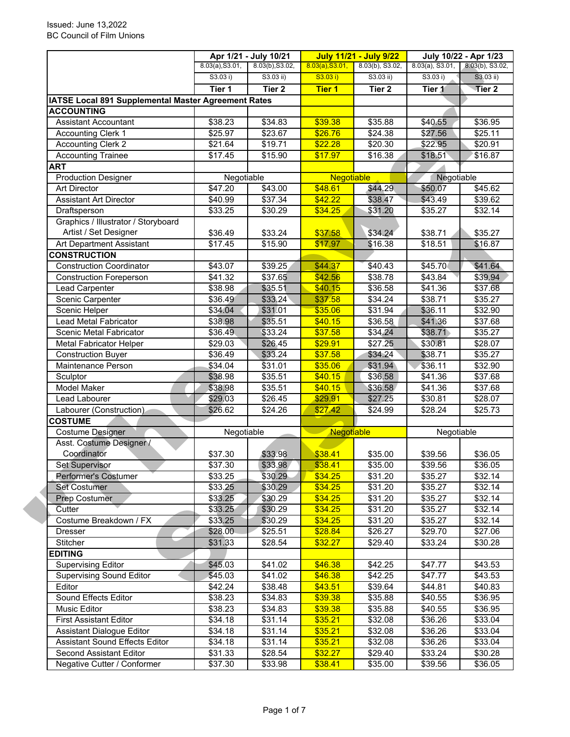Issued: June 13,2022
BC Council of Film Unions

| | Apr 1/21 - July 10/21 | | July 11/21 - July 9/22 | | July 10/22 - Apr 1/23 | |
|---|---|---|---|---|---|---|
| | 8.03(a),S3.01, S3.03 i) | 8.03(b),S3.02, S3.03 ii) | 8.03(a),S3.01, S3.03 i) | 8.03(b), S3.02, S3.03 ii) | 8.03(a), S3.01, S3.03 i) | 8.03(b), S3.02, S3.03 ii) |
| | **Tier 1** | **Tier 2** | **Tier 1** | **Tier 2** | **Tier 1** | **Tier 2** |
| **IATSE Local 891 Supplemental Master Agreement Rates** | | | | | | |
| **ACCOUNTING** | | | | | | |
| Assistant Accountant | $38.23 | $34.83 | $39.38 | $35.88 | $40.55 | $36.95 |
| Accounting Clerk 1 | $25.97 | $23.67 | $26.76 | $24.38 | $27.56 | $25.11 |
| Accounting Clerk 2 | $21.64 | $19.71 | $22.28 | $20.30 | $22.95 | $20.91 |
| Accounting Trainee | $17.45 | $15.90 | $17.97 | $16.38 | $18.51 | $16.87 |
| **ART** | | | | | | |
| Production Designer | Negotiable | | Negotiable | | Negotiable | |
| Art Director | $47.20 | $43.00 | $48.61 | $44.29 | $50.07 | $45.62 |
| Assistant Art Director | $40.99 | $37.34 | $42.22 | $38.47 | $43.49 | $39.62 |
| Draftsperson | $33.25 | $30.29 | $34.25 | $31.20 | $35.27 | $32.14 |
| Graphics / Illustrator / Storyboard Artist / Set Designer | $36.49 | $33.24 | $37.58 | $34.24 | $38.71 | $35.27 |
| Art Department Assistant | $17.45 | $15.90 | $17.97 | $16.38 | $18.51 | $16.87 |
| **CONSTRUCTION** | | | | | | |
| Construction Coordinator | $43.07 | $39.25 | $44.37 | $40.43 | $45.70 | $41.64 |
| Construction Foreperson | $41.32 | $37.65 | $42.56 | $38.78 | $43.84 | $39.94 |
| Lead Carpenter | $38.98 | $35.51 | $40.15 | $36.58 | $41.36 | $37.68 |
| Scenic Carpenter | $36.49 | $33.24 | $37.58 | $34.24 | $38.71 | $35.27 |
| Scenic Helper | $34.04 | $31.01 | $35.06 | $31.94 | $36.11 | $32.90 |
| Lead Metal Fabricator | $38.98 | $35.51 | $40.15 | $36.58 | $41.36 | $37.68 |
| Scenic Metal Fabricator | $36.49 | $33.24 | $37.58 | $34.24 | $38.71 | $35.27 |
| Metal Fabricator Helper | $29.03 | $26.45 | $29.91 | $27.25 | $30.81 | $28.07 |
| Construction Buyer | $36.49 | $33.24 | $37.58 | $34.24 | $38.71 | $35.27 |
| Maintenance Person | $34.04 | $31.01 | $35.06 | $31.94 | $36.11 | $32.90 |
| Sculptor | $38.98 | $35.51 | $40.15 | $36.58 | $41.36 | $37.68 |
| Model Maker | $38.98 | $35.51 | $40.15 | $36.58 | $41.36 | $37.68 |
| Lead Labourer | $29.03 | $26.45 | $29.91 | $27.25 | $30.81 | $28.07 |
| Labourer (Construction) | $26.62 | $24.26 | $27.42 | $24.99 | $28.24 | $25.73 |
| **COSTUME** | | | | | | |
| Costume Designer | Negotiable | | Negotiable | | Negotiable | |
| Asst. Costume Designer / Coordinator | $37.30 | $33.98 | $38.41 | $35.00 | $39.56 | $36.05 |
| Set Supervisor | $37.30 | $33.98 | $38.41 | $35.00 | $39.56 | $36.05 |
| Performer's Costumer | $33.25 | $30.29 | $34.25 | $31.20 | $35.27 | $32.14 |
| Set Costumer | $33.25 | $30.29 | $34.25 | $31.20 | $35.27 | $32.14 |
| Prep Costumer | $33.25 | $30.29 | $34.25 | $31.20 | $35.27 | $32.14 |
| Cutter | $33.25 | $30.29 | $34.25 | $31.20 | $35.27 | $32.14 |
| Costume Breakdown / FX | $33.25 | $30.29 | $34.25 | $31.20 | $35.27 | $32.14 |
| Dresser | $28.00 | $25.51 | $28.84 | $26.27 | $29.70 | $27.06 |
| Stitcher | $31.33 | $28.54 | $32.27 | $29.40 | $33.24 | $30.28 |
| **EDITING** | | | | | | |
| Supervising Editor | $45.03 | $41.02 | $46.38 | $42.25 | $47.77 | $43.53 |
| Supervising Sound Editor | $45.03 | $41.02 | $46.38 | $42.25 | $47.77 | $43.53 |
| Editor | $42.24 | $38.48 | $43.51 | $39.64 | $44.81 | $40.83 |
| Sound Effects Editor | $38.23 | $34.83 | $39.38 | $35.88 | $40.55 | $36.95 |
| Music Editor | $38.23 | $34.83 | $39.38 | $35.88 | $40.55 | $36.95 |
| First Assistant Editor | $34.18 | $31.14 | $35.21 | $32.08 | $36.26 | $33.04 |
| Assistant Dialogue Editor | $34.18 | $31.14 | $35.21 | $32.08 | $36.26 | $33.04 |
| Assistant Sound Effects Editor | $34.18 | $31.14 | $35.21 | $32.08 | $36.26 | $33.04 |
| Second Assistant Editor | $31.33 | $28.54 | $32.27 | $29.40 | $33.24 | $30.28 |
| Negative Cutter / Conformer | $37.30 | $33.98 | $38.41 | $35.00 | $39.56 | $36.05 |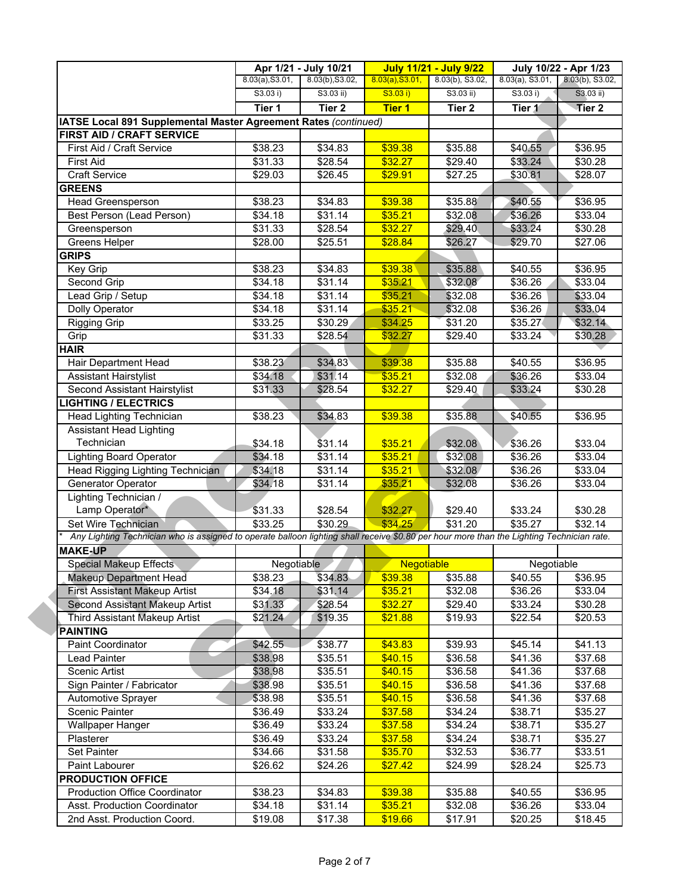| | Apr 1/21 - July 10/21 | | July 11/21 - July 9/22 | | July 10/22 - Apr 1/23 | |
|---|---|---|---|---|---|---|
| | 8.03(a),S3.01, S3.03 i) | 8.03(b),S3.02, S3.03 ii) | 8.03(a),S3.01, S3.03 i) | 8.03(b), S3.02, S3.03 ii) | 8.03(a), S3.01, S3.03 i) | 8.03(b), S3.02, S3.03 ii) |
| | **Tier 1** | **Tier 2** | **Tier 1** | **Tier 2** | **Tier 1** | **Tier 2** |
| **IATSE Local 891 Supplemental Master Agreement Rates** *(continued)* | | | | | | |
| **FIRST AID / CRAFT SERVICE** | | | | | | |
| First Aid / Craft Service | $38.23 | $34.83 | $39.38 | $35.88 | $40.55 | $36.95 |
| First Aid | $31.33 | $28.54 | $32.27 | $29.40 | $33.24 | $30.28 |
| Craft Service | $29.03 | $26.45 | $29.91 | $27.25 | $30.81 | $28.07 |
| **GREENS** | | | | | | |
| Head Greensperson | $38.23 | $34.83 | $39.38 | $35.88 | $40.55 | $36.95 |
| Best Person (Lead Person) | $34.18 | $31.14 | $35.21 | $32.08 | $36.26 | $33.04 |
| Greensperson | $31.33 | $28.54 | $32.27 | $29.40 | $33.24 | $30.28 |
| Greens Helper | $28.00 | $25.51 | $28.84 | $26.27 | $29.70 | $27.06 |
| **GRIPS** | | | | | | |
| Key Grip | $38.23 | $34.83 | $39.38 | $35.88 | $40.55 | $36.95 |
| Second Grip | $34.18 | $31.14 | $35.21 | $32.08 | $36.26 | $33.04 |
| Lead Grip / Setup | $34.18 | $31.14 | $35.21 | $32.08 | $36.26 | $33.04 |
| Dolly Operator | $34.18 | $31.14 | $35.21 | $32.08 | $36.26 | $33.04 |
| Rigging Grip | $33.25 | $30.29 | $34.25 | $31.20 | $35.27 | $32.14 |
| Grip | $31.33 | $28.54 | $32.27 | $29.40 | $33.24 | $30.28 |
| **HAIR** | | | | | | |
| Hair Department Head | $38.23 | $34.83 | $39.38 | $35.88 | $40.55 | $36.95 |
| Assistant Hairstylist | $34.18 | $31.14 | $35.21 | $32.08 | $36.26 | $33.04 |
| Second Assistant Hairstylist | $31.33 | $28.54 | $32.27 | $29.40 | $33.24 | $30.28 |
| **LIGHTING / ELECTRICS** | | | | | | |
| Head Lighting Technician | $38.23 | $34.83 | $39.38 | $35.88 | $40.55 | $36.95 |
| Assistant Head Lighting Technician | $34.18 | $31.14 | $35.21 | $32.08 | $36.26 | $33.04 |
| Lighting Board Operator | $34.18 | $31.14 | $35.21 | $32.08 | $36.26 | $33.04 |
| Head Rigging Lighting Technician | $34.18 | $31.14 | $35.21 | $32.08 | $36.26 | $33.04 |
| Generator Operator | $34.18 | $31.14 | $35.21 | $32.08 | $36.26 | $33.04 |
| Lighting Technician / Lamp Operator* | $31.33 | $28.54 | $32.27 | $29.40 | $33.24 | $30.28 |
| Set Wire Technician | $33.25 | $30.29 | $34.25 | $31.20 | $35.27 | $32.14 |
| * *Any Lighting Technician who is assigned to operate balloon lighting shall receive $0.80 per hour more than the Lighting Technician rate.* | | | | | | |
| **MAKE-UP** | | | | | | |
| Special Makeup Effects | Negotiable | | Negotiable | | Negotiable | |
| Makeup Department Head | $38.23 | $34.83 | $39.38 | $35.88 | $40.55 | $36.95 |
| First Assistant Makeup Artist | $34.18 | $31.14 | $35.21 | $32.08 | $36.26 | $33.04 |
| Second Assistant Makeup Artist | $31.33 | $28.54 | $32.27 | $29.40 | $33.24 | $30.28 |
| Third Assistant Makeup Artist | $21.24 | $19.35 | $21.88 | $19.93 | $22.54 | $20.53 |
| **PAINTING** | | | | | | |
| Paint Coordinator | $42.55 | $38.77 | $43.83 | $39.93 | $45.14 | $41.13 |
| Lead Painter | $38.98 | $35.51 | $40.15 | $36.58 | $41.36 | $37.68 |
| Scenic Artist | $38.98 | $35.51 | $40.15 | $36.58 | $41.36 | $37.68 |
| Sign Painter / Fabricator | $38.98 | $35.51 | $40.15 | $36.58 | $41.36 | $37.68 |
| Automotive Sprayer | $38.98 | $35.51 | $40.15 | $36.58 | $41.36 | $37.68 |
| Scenic Painter | $36.49 | $33.24 | $37.58 | $34.24 | $38.71 | $35.27 |
| Wallpaper Hanger | $36.49 | $33.24 | $37.58 | $34.24 | $38.71 | $35.27 |
| Plasterer | $36.49 | $33.24 | $37.58 | $34.24 | $38.71 | $35.27 |
| Set Painter | $34.66 | $31.58 | $35.70 | $32.53 | $36.77 | $33.51 |
| Paint Labourer | $26.62 | $24.26 | $27.42 | $24.99 | $28.24 | $25.73 |
| **PRODUCTION OFFICE** | | | | | | |
| Production Office Coordinator | $38.23 | $34.83 | $39.38 | $35.88 | $40.55 | $36.95 |
| Asst. Production Coordinator | $34.18 | $31.14 | $35.21 | $32.08 | $36.26 | $33.04 |
| 2nd Asst. Production Coord. | $19.08 | $17.38 | $19.66 | $17.91 | $20.25 | $18.45 |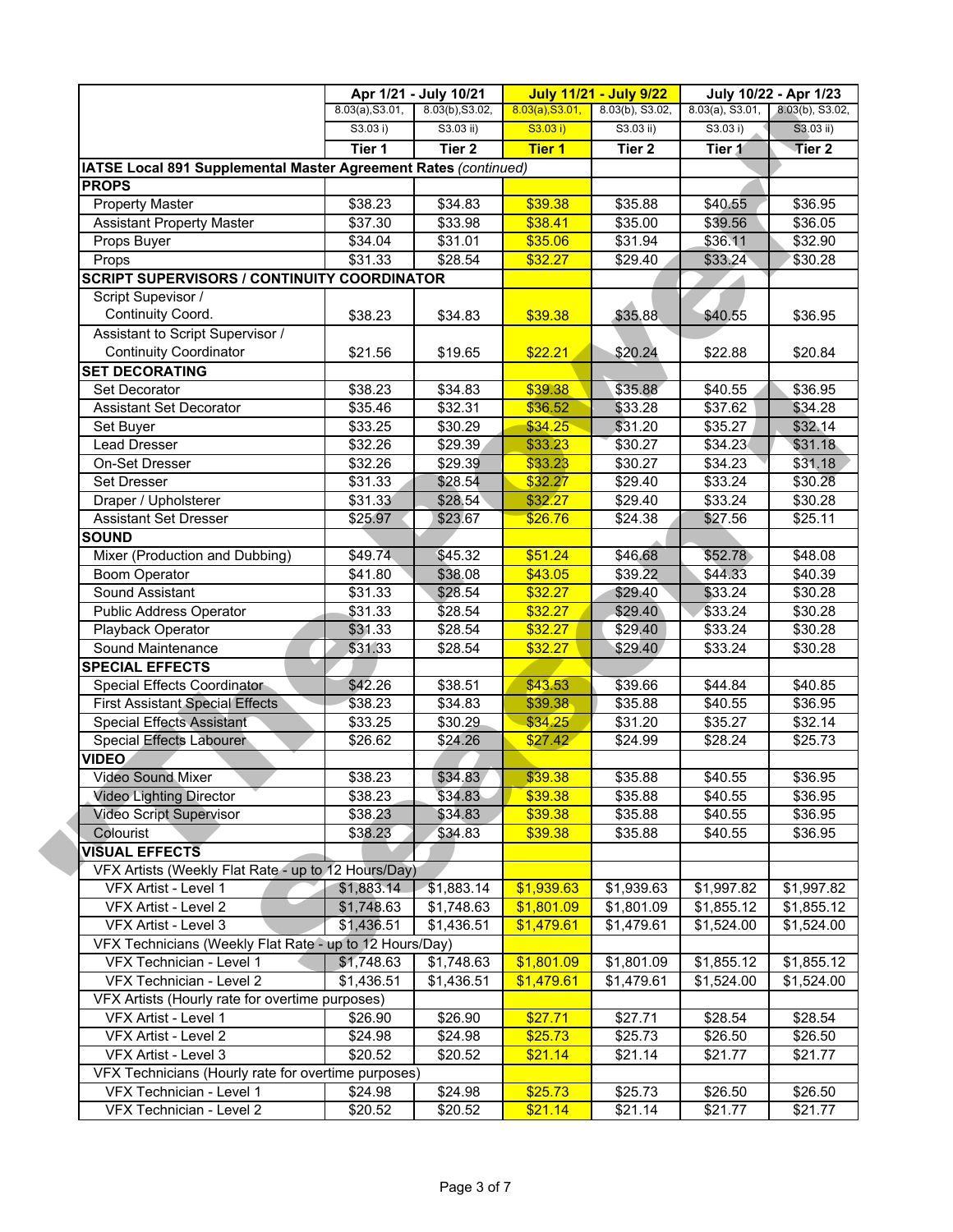| | Apr 1/21 - July 10/21 | | July 11/21 - July 9/22 | | July 10/22 - Apr 1/23 | |
|---|---|---|---|---|---|---|
| | 8.03(a),S3.01, S3.03 i) | 8.03(b),S3.02, S3.03 ii) | 8.03(a),S3.01, S3.03 i) | 8.03(b), S3.02, S3.03 ii) | 8.03(a), S3.01, S3.03 i) | 8.03(b), S3.02, S3.03 ii) |
| | **Tier 1** | **Tier 2** | **Tier 1** | **Tier 2** | **Tier 1** | **Tier 2** |
| **IATSE Local 891 Supplemental Master Agreement Rates** *(continued)* | | | | | | |
| **PROPS** | | | | | | |
| Property Master | $38.23 | $34.83 | $39.38 | $35.88 | $40.55 | $36.95 |
| Assistant Property Master | $37.30 | $33.98 | $38.41 | $35.00 | $39.56 | $36.05 |
| Props Buyer | $34.04 | $31.01 | $35.06 | $31.94 | $36.11 | $32.90 |
| Props | $31.33 | $28.54 | $32.27 | $29.40 | $33.24 | $30.28 |
| **SCRIPT SUPERVISORS / CONTINUITY COORDINATOR** | | | | | | |
| Script Supevisor / Continuity Coord. | $38.23 | $34.83 | $39.38 | $35.88 | $40.55 | $36.95 |
| Assistant to Script Supervisor / Continuity Coordinator | $21.56 | $19.65 | $22.21 | $20.24 | $22.88 | $20.84 |
| **SET DECORATING** | | | | | | |
| Set Decorator | $38.23 | $34.83 | $39.38 | $35.88 | $40.55 | $36.95 |
| Assistant Set Decorator | $35.46 | $32.31 | $36.52 | $33.28 | $37.62 | $34.28 |
| Set Buyer | $33.25 | $30.29 | $34.25 | $31.20 | $35.27 | $32.14 |
| Lead Dresser | $32.26 | $29.39 | $33.23 | $30.27 | $34.23 | $31.18 |
| On-Set Dresser | $32.26 | $29.39 | $33.23 | $30.27 | $34.23 | $31.18 |
| Set Dresser | $31.33 | $28.54 | $32.27 | $29.40 | $33.24 | $30.28 |
| Draper / Upholsterer | $31.33 | $28.54 | $32.27 | $29.40 | $33.24 | $30.28 |
| Assistant Set Dresser | $25.97 | $23.67 | $26.76 | $24.38 | $27.56 | $25.11 |
| **SOUND** | | | | | | |
| Mixer (Production and Dubbing) | $49.74 | $45.32 | $51.24 | $46.68 | $52.78 | $48.08 |
| Boom Operator | $41.80 | $38.08 | $43.05 | $39.22 | $44.33 | $40.39 |
| Sound Assistant | $31.33 | $28.54 | $32.27 | $29.40 | $33.24 | $30.28 |
| Public Address Operator | $31.33 | $28.54 | $32.27 | $29.40 | $33.24 | $30.28 |
| Playback Operator | $31.33 | $28.54 | $32.27 | $29.40 | $33.24 | $30.28 |
| Sound Maintenance | $31.33 | $28.54 | $32.27 | $29.40 | $33.24 | $30.28 |
| **SPECIAL EFFECTS** | | | | | | |
| Special Effects Coordinator | $42.26 | $38.51 | $43.53 | $39.66 | $44.84 | $40.85 |
| First Assistant Special Effects | $38.23 | $34.83 | $39.38 | $35.88 | $40.55 | $36.95 |
| Special Effects Assistant | $33.25 | $30.29 | $34.25 | $31.20 | $35.27 | $32.14 |
| Special Effects Labourer | $26.62 | $24.26 | $27.42 | $24.99 | $28.24 | $25.73 |
| **VIDEO** | | | | | | |
| Video Sound Mixer | $38.23 | $34.83 | $39.38 | $35.88 | $40.55 | $36.95 |
| Video Lighting Director | $38.23 | $34.83 | $39.38 | $35.88 | $40.55 | $36.95 |
| Video Script Supervisor | $38.23 | $34.83 | $39.38 | $35.88 | $40.55 | $36.95 |
| Colourist | $38.23 | $34.83 | $39.38 | $35.88 | $40.55 | $36.95 |
| **VISUAL EFFECTS** | | | | | | |
| VFX Artists (Weekly Flat Rate - up to 12 Hours/Day) | | | | | | |
| VFX Artist - Level 1 | $1,883.14 | $1,883.14 | $1,939.63 | $1,939.63 | $1,997.82 | $1,997.82 |
| VFX Artist - Level 2 | $1,748.63 | $1,748.63 | $1,801.09 | $1,801.09 | $1,855.12 | $1,855.12 |
| VFX Artist - Level 3 | $1,436.51 | $1,436.51 | $1,479.61 | $1,479.61 | $1,524.00 | $1,524.00 |
| VFX Technicians (Weekly Flat Rate - up to 12 Hours/Day) | | | | | | |
| VFX Technician - Level 1 | $1,748.63 | $1,748.63 | $1,801.09 | $1,801.09 | $1,855.12 | $1,855.12 |
| VFX Technician - Level 2 | $1,436.51 | $1,436.51 | $1,479.61 | $1,479.61 | $1,524.00 | $1,524.00 |
| VFX Artists (Hourly rate for overtime purposes) | | | | | | |
| VFX Artist - Level 1 | $26.90 | $26.90 | $27.71 | $27.71 | $28.54 | $28.54 |
| VFX Artist - Level 2 | $24.98 | $24.98 | $25.73 | $25.73 | $26.50 | $26.50 |
| VFX Artist - Level 3 | $20.52 | $20.52 | $21.14 | $21.14 | $21.77 | $21.77 |
| VFX Technicians (Hourly rate for overtime purposes) | | | | | | |
| VFX Technician - Level 1 | $24.98 | $24.98 | $25.73 | $25.73 | $26.50 | $26.50 |
| VFX Technician - Level 2 | $20.52 | $20.52 | $21.14 | $21.14 | $21.77 | $21.77 |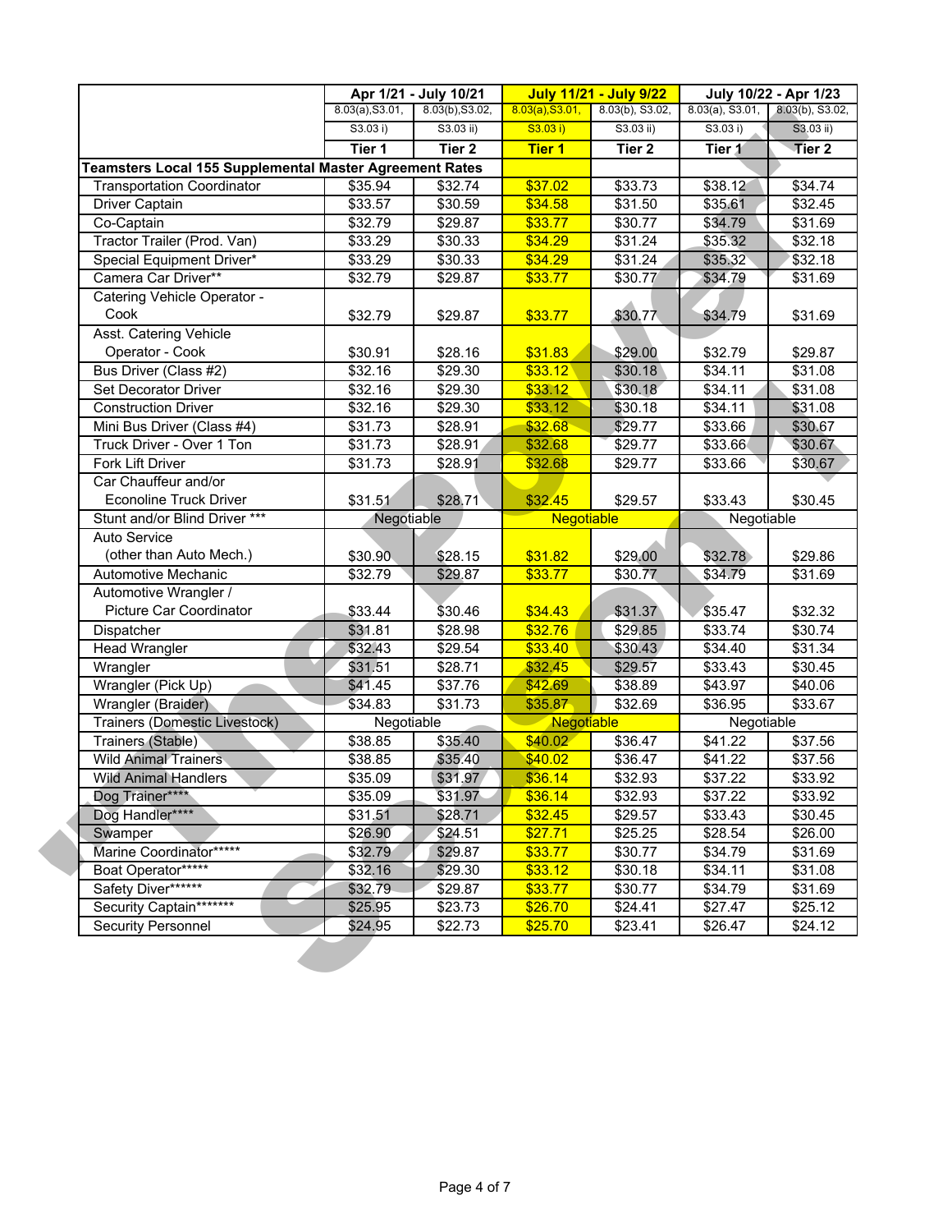| | Apr 1/21 - July 10/21 | | July 11/21 - July 9/22 | | July 10/22 - Apr 1/23 | |
|---|---|---|---|---|---|---|
| | 8.03(a),S3.01, S3.03 i) | 8.03(b),S3.02, S3.03 ii) | 8.03(a),S3.01, S3.03 i) | 8.03(b), S3.02, S3.03 ii) | 8.03(a), S3.01, S3.03 i) | 8.03(b), S3.02, S3.03 ii) |
| | Tier 1 | Tier 2 | Tier 1 | Tier 2 | Tier 1 | Tier 2 |
| **Teamsters Local 155 Supplemental Master Agreement Rates** | | | | | | |
| Transportation Coordinator | $35.94 | $32.74 | $37.02 | $33.73 | $38.12 | $34.74 |
| Driver Captain | $33.57 | $30.59 | $34.58 | $31.50 | $35.61 | $32.45 |
| Co-Captain | $32.79 | $29.87 | $33.77 | $30.77 | $34.79 | $31.69 |
| Tractor Trailer (Prod. Van) | $33.29 | $30.33 | $34.29 | $31.24 | $35.32 | $32.18 |
| Special Equipment Driver* | $33.29 | $30.33 | $34.29 | $31.24 | $35.32 | $32.18 |
| Camera Car Driver** | $32.79 | $29.87 | $33.77 | $30.77 | $34.79 | $31.69 |
| Catering Vehicle Operator - Cook | $32.79 | $29.87 | $33.77 | $30.77 | $34.79 | $31.69 |
| Asst. Catering Vehicle Operator - Cook | $30.91 | $28.16 | $31.83 | $29.00 | $32.79 | $29.87 |
| Bus Driver (Class #2) | $32.16 | $29.30 | $33.12 | $30.18 | $34.11 | $31.08 |
| Set Decorator Driver | $32.16 | $29.30 | $33.12 | $30.18 | $34.11 | $31.08 |
| Construction Driver | $32.16 | $29.30 | $33.12 | $30.18 | $34.11 | $31.08 |
| Mini Bus Driver (Class #4) | $31.73 | $28.91 | $32.68 | $29.77 | $33.66 | $30.67 |
| Truck Driver - Over 1 Ton | $31.73 | $28.91 | $32.68 | $29.77 | $33.66 | $30.67 |
| Fork Lift Driver | $31.73 | $28.91 | $32.68 | $29.77 | $33.66 | $30.67 |
| Car Chauffeur and/or Econoline Truck Driver | $31.51 | $28.71 | $32.45 | $29.57 | $33.43 | $30.45 |
| Stunt and/or Blind Driver *** | Negotiable | | Negotiable | | Negotiable | |
| Auto Service (other than Auto Mech.) | $30.90 | $28.15 | $31.82 | $29.00 | $32.78 | $29.86 |
| Automotive Mechanic | $32.79 | $29.87 | $33.77 | $30.77 | $34.79 | $31.69 |
| Automotive Wrangler / Picture Car Coordinator | $33.44 | $30.46 | $34.43 | $31.37 | $35.47 | $32.32 |
| Dispatcher | $31.81 | $28.98 | $32.76 | $29.85 | $33.74 | $30.74 |
| Head Wrangler | $32.43 | $29.54 | $33.40 | $30.43 | $34.40 | $31.34 |
| Wrangler | $31.51 | $28.71 | $32.45 | $29.57 | $33.43 | $30.45 |
| Wrangler (Pick Up) | $41.45 | $37.76 | $42.69 | $38.89 | $43.97 | $40.06 |
| Wrangler (Braider) | $34.83 | $31.73 | $35.87 | $32.69 | $36.95 | $33.67 |
| Trainers (Domestic Livestock) | Negotiable | | Negotiable | | Negotiable | |
| Trainers (Stable) | $38.85 | $35.40 | $40.02 | $36.47 | $41.22 | $37.56 |
| Wild Animal Trainers | $38.85 | $35.40 | $40.02 | $36.47 | $41.22 | $37.56 |
| Wild Animal Handlers | $35.09 | $31.97 | $36.14 | $32.93 | $37.22 | $33.92 |
| Dog Trainer**** | $35.09 | $31.97 | $36.14 | $32.93 | $37.22 | $33.92 |
| Dog Handler**** | $31.51 | $28.71 | $32.45 | $29.57 | $33.43 | $30.45 |
| Swamper | $26.90 | $24.51 | $27.71 | $25.25 | $28.54 | $26.00 |
| Marine Coordinator***** | $32.79 | $29.87 | $33.77 | $30.77 | $34.79 | $31.69 |
| Boat Operator***** | $32.16 | $29.30 | $33.12 | $30.18 | $34.11 | $31.08 |
| Safety Diver****** | $32.79 | $29.87 | $33.77 | $30.77 | $34.79 | $31.69 |
| Security Captain******* | $25.95 | $23.73 | $26.70 | $24.41 | $27.47 | $25.12 |
| Security Personnel | $24.95 | $22.73 | $25.70 | $23.41 | $26.47 | $24.12 |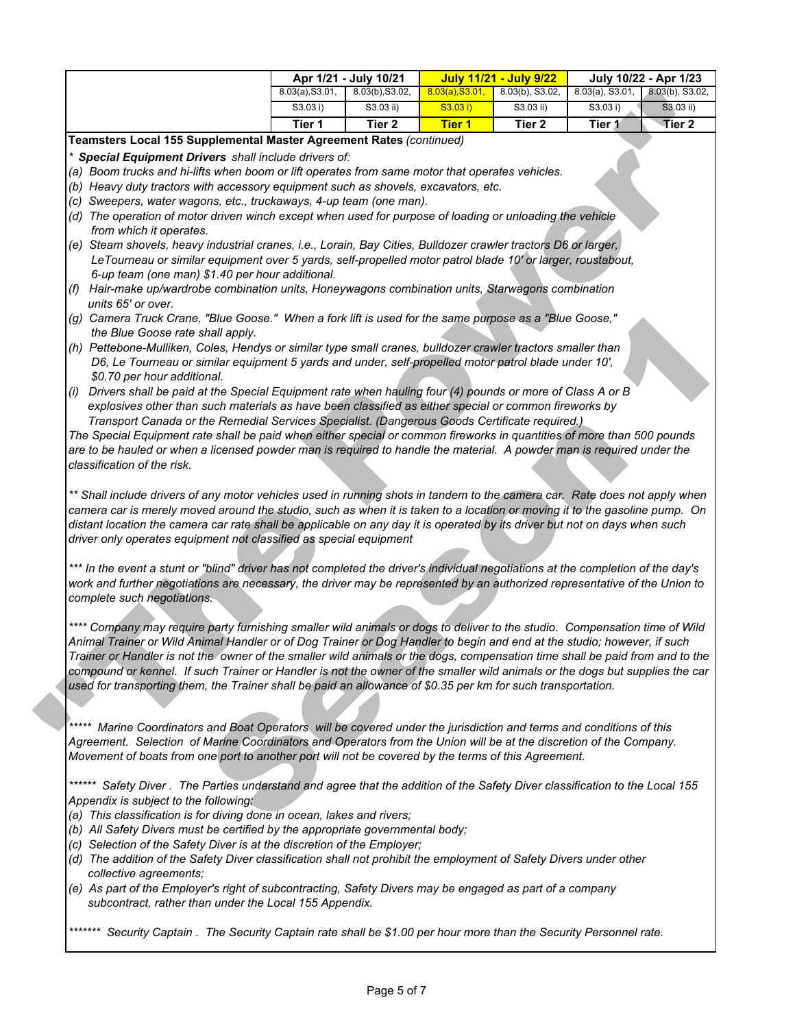| | Apr 1/21 - July 10/21 | | July 11/21 - July 9/22 | | July 10/22 - Apr 1/23 | |
|---|---|---|---|---|---|---|
| | 8.03(a),S3.01, S3.03 i) | 8.03(b),S3.02, S3.03 ii) | 8.03(a),S3.01, S3.03 i) | 8.03(b), S3.02, S3.03 ii) | 8.03(a), S3.01, S3.03 i) | 8.03(b), S3.02, S3.03 ii) |
| | Tier 1 | Tier 2 | Tier 1 | Tier 2 | Tier 1 | Tier 2 |

**Teamsters Local 155 Supplemental Master Agreement Rates** *(continued)*

*\* **Special Equipment Drivers** shall include drivers of:*

*(a) Boom trucks and hi-lifts when boom or lift operates from same motor that operates vehicles.*

*(b) Heavy duty tractors with accessory equipment such as shovels, excavators, etc.*

*(c) Sweepers, water wagons, etc., truckaways, 4-up team (one man).*

*(d) The operation of motor driven winch except when used for purpose of loading or unloading the vehicle from which it operates.*

*(e) Steam shovels, heavy industrial cranes, i.e., Lorain, Bay Cities, Bulldozer crawler tractors D6 or larger, LeTourneau or similar equipment over 5 yards, self-propelled motor patrol blade 10' or larger, roustabout, 6-up team (one man) $1.40 per hour additional.*

*(f) Hair-make up/wardrobe combination units, Honeywagons combination units, Starwagons combination units 65' or over.*

*(g) Camera Truck Crane, "Blue Goose." When a fork lift is used for the same purpose as a "Blue Goose," the Blue Goose rate shall apply.*

*(h) Pettebone-Mulliken, Coles, Hendys or similar type small cranes, bulldozer crawler tractors smaller than D6, Le Tourneau or similar equipment 5 yards and under, self-propelled motor patrol blade under 10', $0.70 per hour additional.*

*(i) Drivers shall be paid at the Special Equipment rate when hauling four (4) pounds or more of Class A or B explosives other than such materials as have been classified as either special or common fireworks by Transport Canada or the Remedial Services Specialist. (Dangerous Goods Certificate required.)*

*The Special Equipment rate shall be paid when either special or common fireworks in quantities of more than 500 pounds are to be hauled or when a licensed powder man is required to handle the material. A powder man is required under the classification of the risk.*

*\*\* Shall include drivers of any motor vehicles used in running shots in tandem to the camera car. Rate does not apply when camera car is merely moved around the studio, such as when it is taken to a location or moving it to the gasoline pump. On distant location the camera car rate shall be applicable on any day it is operated by its driver but not on days when such driver only operates equipment not classified as special equipment*

*\*\*\* In the event a stunt or "blind" driver has not completed the driver's individual negotiations at the completion of the day's work and further negotiations are necessary, the driver may be represented by an authorized representative of the Union to complete such negotiations.*

*\*\*\*\* Company may require party furnishing smaller wild animals or dogs to deliver to the studio. Compensation time of Wild Animal Trainer or Wild Animal Handler or of Dog Trainer or Dog Handler to begin and end at the studio; however, if such Trainer or Handler is not the owner of the smaller wild animals or the dogs, compensation time shall be paid from and to the compound or kennel. If such Trainer or Handler is not the owner of the smaller wild animals or the dogs but supplies the car used for transporting them, the Trainer shall be paid an allowance of $0.35 per km for such transportation.*

*\*\*\*\*\* Marine Coordinators and Boat Operators will be covered under the jurisdiction and terms and conditions of this Agreement. Selection of Marine Coordinators and Operators from the Union will be at the discretion of the Company. Movement of boats from one port to another port will not be covered by the terms of this Agreement.*

*\*\*\*\*\*\* Safety Diver . The Parties understand and agree that the addition of the Safety Diver classification to the Local 155 Appendix is subject to the following:*

*(a) This classification is for diving done in ocean, lakes and rivers;*

*(b) All Safety Divers must be certified by the appropriate governmental body;*

*(c) Selection of the Safety Diver is at the discretion of the Employer;*

*(d) The addition of the Safety Diver classification shall not prohibit the employment of Safety Divers under other collective agreements;*

*(e) As part of the Employer's right of subcontracting, Safety Divers may be engaged as part of a company subcontract, rather than under the Local 155 Appendix.*

*\*\*\*\*\*\*\* Security Captain . The Security Captain rate shall be $1.00 per hour more than the Security Personnel rate.*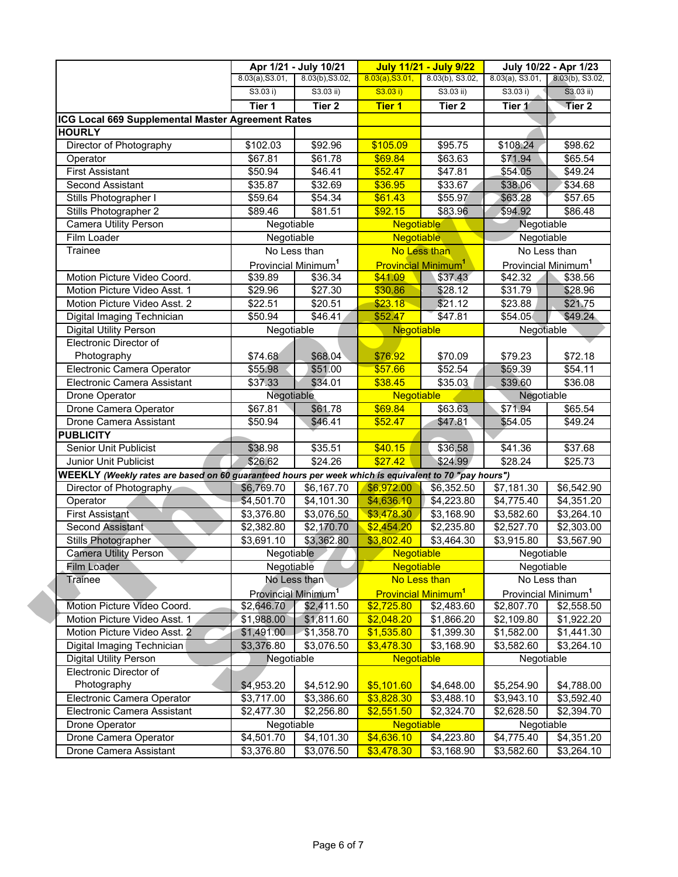| | Apr 1/21 - July 10/21 | | July 11/21 - July 9/22 | | July 10/22 - Apr 1/23 | |
|---|---|---|---|---|---|---|
| | 8.03(a),S3.01, S3.03 i) | 8.03(b),S3.02, S3.03 ii) | 8.03(a),S3.01, S3.03 i) | 8.03(b), S3.02, S3.03 ii) | 8.03(a), S3.01, S3.03 i) | 8.03(b), S3.02, S3.03 ii) |
| | Tier 1 | Tier 2 | Tier 1 | Tier 2 | Tier 1 | Tier 2 |
| **ICG Local 669 Supplemental Master Agreement Rates** | | | | | | |
| **HOURLY** | | | | | | |
| Director of Photography | $102.03 | $92.96 | $105.09 | $95.75 | $108.24 | $98.62 |
| Operator | $67.81 | $61.78 | $69.84 | $63.63 | $71.94 | $65.54 |
| First Assistant | $50.94 | $46.41 | $52.47 | $47.81 | $54.05 | $49.24 |
| Second Assistant | $35.87 | $32.69 | $36.95 | $33.67 | $38.06 | $34.68 |
| Stills Photographer I | $59.64 | $54.34 | $61.43 | $55.97 | $63.28 | $57.65 |
| Stills Photographer 2 | $89.46 | $81.51 | $92.15 | $83.96 | $94.92 | $86.48 |
| Camera Utility Person | Negotiable | | Negotiable | | Negotiable | |
| Film Loader | Negotiable | | Negotiable | | Negotiable | |
| Trainee | No Less than Provincial Minimum[1] | | No Less than Provincial Minimum[1] | | No Less than Provincial Minimum[1] | |
| Motion Picture Video Coord. | $39.89 | $36.34 | $41.09 | $37.43 | $42.32 | $38.56 |
| Motion Picture Video Asst. 1 | $29.96 | $27.30 | $30.86 | $28.12 | $31.79 | $28.96 |
| Motion Picture Video Asst. 2 | $22.51 | $20.51 | $23.18 | $21.12 | $23.88 | $21.75 |
| Digital Imaging Technician | $50.94 | $46.41 | $52.47 | $47.81 | $54.05 | $49.24 |
| Digital Utility Person | Negotiable | | Negotiable | | Negotiable | |
| Electronic Director of Photography | $74.68 | $68.04 | $76.92 | $70.09 | $79.23 | $72.18 |
| Electronic Camera Operator | $55.98 | $51.00 | $57.66 | $52.54 | $59.39 | $54.11 |
| Electronic Camera Assistant | $37.33 | $34.01 | $38.45 | $35.03 | $39.60 | $36.08 |
| Drone Operator | Negotiable | | Negotiable | | Negotiable | |
| Drone Camera Operator | $67.81 | $61.78 | $69.84 | $63.63 | $71.94 | $65.54 |
| Drone Camera Assistant | $50.94 | $46.41 | $52.47 | $47.81 | $54.05 | $49.24 |
| **PUBLICITY** | | | | | | |
| Senior Unit Publicist | $38.98 | $35.51 | $40.15 | $36.58 | $41.36 | $37.68 |
| Junior Unit Publicist | $26.62 | $24.26 | $27.42 | $24.99 | $28.24 | $25.73 |
| **WEEKLY** *(Weekly rates are based on 60 guaranteed hours per week which is equivalent to 70 "pay hours")* | | | | | | |
| Director of Photography | $6,769.70 | $6,167.70 | $6,972.00 | $6,352.50 | $7,181.30 | $6,542.90 |
| Operator | $4,501.70 | $4,101.30 | $4,636.10 | $4,223.80 | $4,775.40 | $4,351.20 |
| First Assistant | $3,376.80 | $3,076.50 | $3,478.30 | $3,168.90 | $3,582.60 | $3,264.10 |
| Second Assistant | $2,382.80 | $2,170.70 | $2,454.20 | $2,235.80 | $2,527.70 | $2,303.00 |
| Stills Photographer | $3,691.10 | $3,362.80 | $3,802.40 | $3,464.30 | $3,915.80 | $3,567.90 |
| Camera Utility Person | Negotiable | | Negotiable | | Negotiable | |
| Film Loader | Negotiable | | Negotiable | | Negotiable | |
| Trainee | No Less than Provincial Minimum[1] | | No Less than Provincial Minimum[1] | | No Less than Provincial Minimum[1] | |
| Motion Picture Video Coord. | $2,646.70 | $2,411.50 | $2,725.80 | $2,483.60 | $2,807.70 | $2,558.50 |
| Motion Picture Video Asst. 1 | $1,988.00 | $1,811.60 | $2,048.20 | $1,866.20 | $2,109.80 | $1,922.20 |
| Motion Picture Video Asst. 2 | $1,491.00 | $1,358.70 | $1,535.80 | $1,399.30 | $1,582.00 | $1,441.30 |
| Digital Imaging Technician | $3,376.80 | $3,076.50 | $3,478.30 | $3,168.90 | $3,582.60 | $3,264.10 |
| Digital Utility Person | Negotiable | | Negotiable | | Negotiable | |
| Electronic Director of Photography | $4,953.20 | $4,512.90 | $5,101.60 | $4,648.00 | $5,254.90 | $4,788.00 |
| Electronic Camera Operator | $3,717.00 | $3,386.60 | $3,828.30 | $3,488.10 | $3,943.10 | $3,592.40 |
| Electronic Camera Assistant | $2,477.30 | $2,256.80 | $2,551.50 | $2,324.70 | $2,628.50 | $2,394.70 |
| Drone Operator | Negotiable | | Negotiable | | Negotiable | |
| Drone Camera Operator | $4,501.70 | $4,101.30 | $4,636.10 | $4,223.80 | $4,775.40 | $4,351.20 |
| Drone Camera Assistant | $3,376.80 | $3,076.50 | $3,478.30 | $3,168.90 | $3,582.60 | $3,264.10 |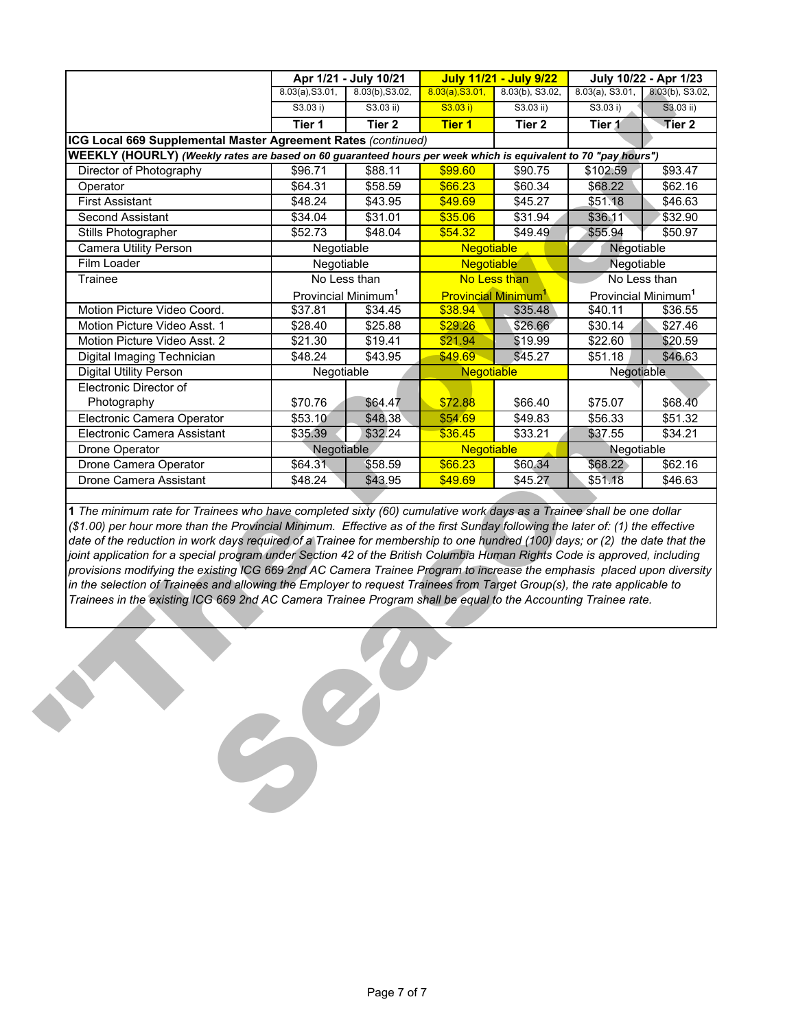| | Apr 1/21 - July 10/21 | | July 11/21 - July 9/22 | | July 10/22 - Apr 1/23 | |
|---|---|---|---|---|---|---|
| | 8.03(a),S3.01, S3.03 i) | 8.03(b),S3.02, S3.03 ii) | 8.03(a),S3.01, S3.03 i) | 8.03(b), S3.02, S3.03 ii) | 8.03(a), S3.01, S3.03 i) | 8.03(b), S3.02, S3.03 ii) |
| | **Tier 1** | **Tier 2** | **Tier 1** | **Tier 2** | **Tier 1** | **Tier 2** |
| **ICG Local 669 Supplemental Master Agreement Rates** *(continued)* | | | | | | |
| **WEEKLY (HOURLY)** *(Weekly rates are based on 60 guaranteed hours per week which is equivalent to 70 "pay hours")* | | | | | | |
| Director of Photography | $96.71 | $88.11 | $99.60 | $90.75 | $102.59 | $93.47 |
| Operator | $64.31 | $58.59 | $66.23 | $60.34 | $68.22 | $62.16 |
| First Assistant | $48.24 | $43.95 | $49.69 | $45.27 | $51.18 | $46.63 |
| Second Assistant | $34.04 | $31.01 | $35.06 | $31.94 | $36.11 | $32.90 |
| Stills Photographer | $52.73 | $48.04 | $54.32 | $49.49 | $55.94 | $50.97 |
| Camera Utility Person | Negotiable | | Negotiable | | Negotiable | |
| Film Loader | Negotiable | | Negotiable | | Negotiable | |
| Trainee | No Less than Provincial Minimum[1] | | No Less than Provincial Minimum[1] | | No Less than Provincial Minimum[1] | |
| Motion Picture Video Coord. | $37.81 | $34.45 | $38.94 | $35.48 | $40.11 | $36.55 |
| Motion Picture Video Asst. 1 | $28.40 | $25.88 | $29.26 | $26.66 | $30.14 | $27.46 |
| Motion Picture Video Asst. 2 | $21.30 | $19.41 | $21.94 | $19.99 | $22.60 | $20.59 |
| Digital Imaging Technician | $48.24 | $43.95 | $49.69 | $45.27 | $51.18 | $46.63 |
| Digital Utility Person | Negotiable | | Negotiable | | Negotiable | |
| Electronic Director of Photography | $70.76 | $64.47 | $72.88 | $66.40 | $75.07 | $68.40 |
| Electronic Camera Operator | $53.10 | $48.38 | $54.69 | $49.83 | $56.33 | $51.32 |
| Electronic Camera Assistant | $35.39 | $32.24 | $36.45 | $33.21 | $37.55 | $34.21 |
| Drone Operator | Negotiable | | Negotiable | | Negotiable | |
| Drone Camera Operator | $64.31 | $58.59 | $66.23 | $60.34 | $68.22 | $62.16 |
| Drone Camera Assistant | $48.24 | $43.95 | $49.69 | $45.27 | $51.18 | $46.63 |

**1** *The minimum rate for Trainees who have completed sixty (60) cumulative work days as a Trainee shall be one dollar ($1.00) per hour more than the Provincial Minimum. Effective as of the first Sunday following the later of: (1) the effective date of the reduction in work days required of a Trainee for membership to one hundred (100) days; or (2) the date that the joint application for a special program under Section 42 of the British Columbia Human Rights Code is approved, including provisions modifying the existing ICG 669 2nd AC Camera Trainee Program to increase the emphasis placed upon diversity in the selection of Trainees and allowing the Employer to request Trainees from Target Group(s), the rate applicable to Trainees in the existing ICG 669 2nd AC Camera Trainee Program shall be equal to the Accounting Trainee rate.*